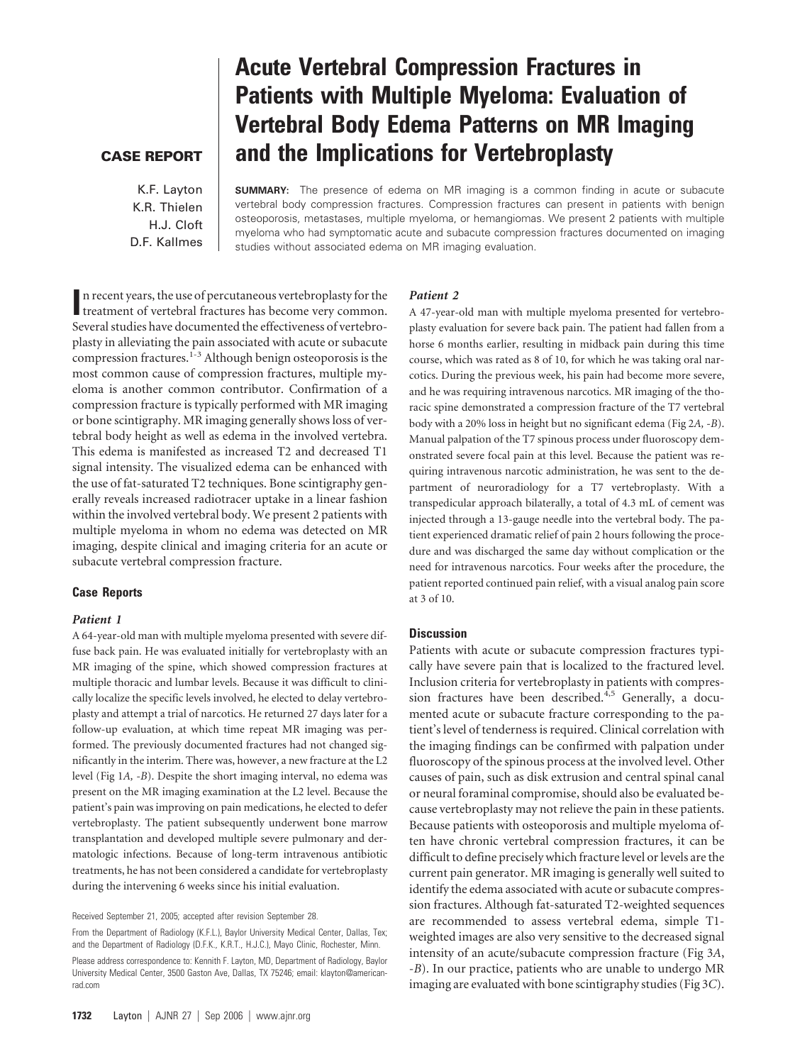**CASE REPORT**

# Acute Vertebral Compression Fractures in Patients with Multiple Myeloma: Evaluation of Vertebral Body Edema Patterns on MR Imaging and the Implications for Vertebroplasty

K.F. Layton
K.R. Thielen
H.J. Cloft
D.F. Kallmes

**SUMMARY:** The presence of edema on MR imaging is a common finding in acute or subacute vertebral body compression fractures. Compression fractures can present in patients with benign osteoporosis, metastases, multiple myeloma, or hemangiomas. We present 2 patients with multiple myeloma who had symptomatic acute and subacute compression fractures documented on imaging studies without associated edema on MR imaging evaluation.

In recent years, the use of percutaneous vertebroplasty for the treatment of vertebral fractures has become very common. Several studies have documented the effectiveness of vertebroplasty in alleviating the pain associated with acute or subacute compression fractures.[1-3] Although benign osteoporosis is the most common cause of compression fractures, multiple myeloma is another common contributor. Confirmation of a compression fracture is typically performed with MR imaging or bone scintigraphy. MR imaging generally shows loss of vertebral body height as well as edema in the involved vertebra. This edema is manifested as increased T2 and decreased T1 signal intensity. The visualized edema can be enhanced with the use of fat-saturated T2 techniques. Bone scintigraphy generally reveals increased radiotracer uptake in a linear fashion within the involved vertebral body. We present 2 patients with multiple myeloma in whom no edema was detected on MR imaging, despite clinical and imaging criteria for an acute or subacute vertebral compression fracture.

## Case Reports

### Patient 1

A 64-year-old man with multiple myeloma presented with severe diffuse back pain. He was evaluated initially for vertebroplasty with an MR imaging of the spine, which showed compression fractures at multiple thoracic and lumbar levels. Because it was difficult to clinically localize the specific levels involved, he elected to delay vertebroplasty and attempt a trial of narcotics. He returned 27 days later for a follow-up evaluation, at which time repeat MR imaging was performed. The previously documented fractures had not changed significantly in the interim. There was, however, a new fracture at the L2 level (Fig 1*A*, *-B*). Despite the short imaging interval, no edema was present on the MR imaging examination at the L2 level. Because the patient's pain was improving on pain medications, he elected to defer vertebroplasty. The patient subsequently underwent bone marrow transplantation and developed multiple severe pulmonary and dermatologic infections. Because of long-term intravenous antibiotic treatments, he has not been considered a candidate for vertebroplasty during the intervening 6 weeks since his initial evaluation.

### Patient 2

A 47-year-old man with multiple myeloma presented for vertebroplasty evaluation for severe back pain. The patient had fallen from a horse 6 months earlier, resulting in midback pain during this time course, which was rated as 8 of 10, for which he was taking oral narcotics. During the previous week, his pain had become more severe, and he was requiring intravenous narcotics. MR imaging of the thoracic spine demonstrated a compression fracture of the T7 vertebral body with a 20% loss in height but no significant edema (Fig 2*A*, *-B*). Manual palpation of the T7 spinous process under fluoroscopy demonstrated severe focal pain at this level. Because the patient was requiring intravenous narcotic administration, he was sent to the department of neuroradiology for a T7 vertebroplasty. With a transpedicular approach bilaterally, a total of 4.3 mL of cement was injected through a 13-gauge needle into the vertebral body. The patient experienced dramatic relief of pain 2 hours following the procedure and was discharged the same day without complication or the need for intravenous narcotics. Four weeks after the procedure, the patient reported continued pain relief, with a visual analog pain score at 3 of 10.

## Discussion

Patients with acute or subacute compression fractures typically have severe pain that is localized to the fractured level. Inclusion criteria for vertebroplasty in patients with compression fractures have been described.[4,5] Generally, a documented acute or subacute fracture corresponding to the patient's level of tenderness is required. Clinical correlation with the imaging findings can be confirmed with palpation under fluoroscopy of the spinous process at the involved level. Other causes of pain, such as disk extrusion and central spinal canal or neural foraminal compromise, should also be evaluated because vertebroplasty may not relieve the pain in these patients. Because patients with osteoporosis and multiple myeloma often have chronic vertebral compression fractures, it can be difficult to define precisely which fracture level or levels are the current pain generator. MR imaging is generally well suited to identify the edema associated with acute or subacute compression fractures. Although fat-saturated T2-weighted sequences are recommended to assess vertebral edema, simple T1-weighted images are also very sensitive to the decreased signal intensity of an acute/subacute compression fracture (Fig 3*A*, *-B*). In our practice, patients who are unable to undergo MR imaging are evaluated with bone scintigraphy studies (Fig 3*C*).

Received September 21, 2005; accepted after revision September 28.

From the Department of Radiology (K.F.L.), Baylor University Medical Center, Dallas, Tex; and the Department of Radiology (D.F.K., K.R.T., H.J.C.), Mayo Clinic, Rochester, Minn.

Please address correspondence to: Kennith F. Layton, MD, Department of Radiology, Baylor University Medical Center, 3500 Gaston Ave, Dallas, TX 75246; email: klayton@americanrad.com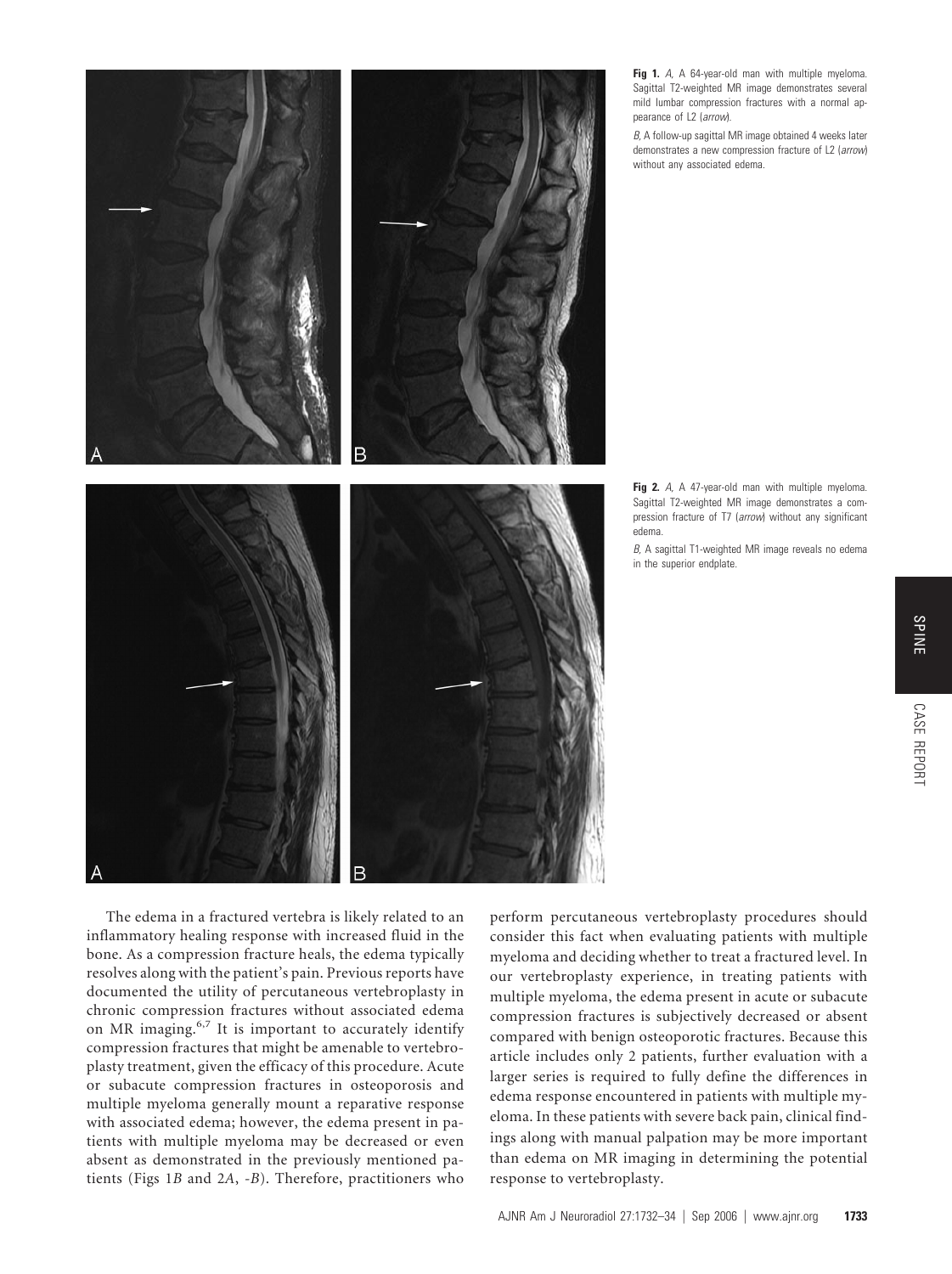**Fig 1.** *A*, A 64-year-old man with multiple myeloma. Sagittal T2-weighted MR image demonstrates several mild lumbar compression fractures with a normal appearance of L2 (*arrow*).

*B*, A follow-up sagittal MR image obtained 4 weeks later demonstrates a new compression fracture of L2 (*arrow*) without any associated edema.

**Fig 2.** *A*, A 47-year-old man with multiple myeloma. Sagittal T2-weighted MR image demonstrates a compression fracture of T7 (*arrow*) without any significant edema.

*B*, A sagittal T1-weighted MR image reveals no edema in the superior endplate.

The edema in a fractured vertebra is likely related to an inflammatory healing response with increased fluid in the bone. As a compression fracture heals, the edema typically resolves along with the patient's pain. Previous reports have documented the utility of percutaneous vertebroplasty in chronic compression fractures without associated edema on MR imaging.[6,7] It is important to accurately identify compression fractures that might be amenable to vertebroplasty treatment, given the efficacy of this procedure. Acute or subacute compression fractures in osteoporosis and multiple myeloma generally mount a reparative response with associated edema; however, the edema present in patients with multiple myeloma may be decreased or even absent as demonstrated in the previously mentioned patients (Figs 1*B* and 2*A*, -*B*). Therefore, practitioners who perform percutaneous vertebroplasty procedures should consider this fact when evaluating patients with multiple myeloma and deciding whether to treat a fractured level. In our vertebroplasty experience, in treating patients with multiple myeloma, the edema present in acute or subacute compression fractures is subjectively decreased or absent compared with benign osteoporotic fractures. Because this article includes only 2 patients, further evaluation with a larger series is required to fully define the differences in edema response encountered in patients with multiple myeloma. In these patients with severe back pain, clinical findings along with manual palpation may be more important than edema on MR imaging in determining the potential response to vertebroplasty.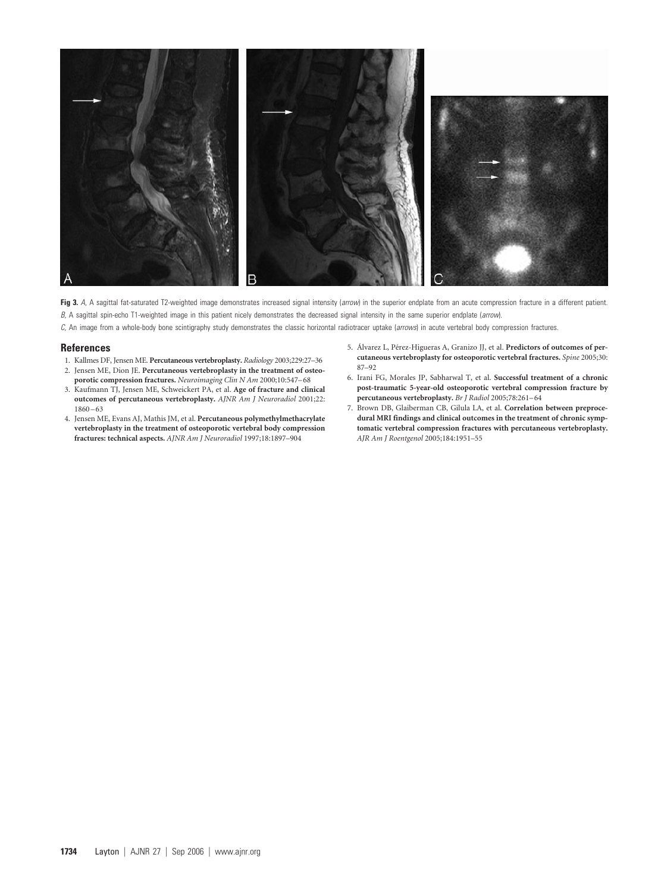**Fig 3.** *A,* A sagittal fat-saturated T2-weighted image demonstrates increased signal intensity (*arrow*) in the superior endplate from an acute compression fracture in a different patient. *B,* A sagittal spin-echo T1-weighted image in this patient nicely demonstrates the decreased signal intensity in the same superior endplate (*arrow*).

*C,* An image from a whole-body bone scintigraphy study demonstrates the classic horizontal radiotracer uptake (*arrows*) in acute vertebral body compression fractures.

## References

1. Kallmes DF, Jensen ME. **Percutaneous vertebroplasty.** *Radiology* 2003;229:27–36
2. Jensen ME, Dion JE. **Percutaneous vertebroplasty in the treatment of osteoporotic compression fractures.** *Neuroimaging Clin N Am* 2000;10:547–68
3. Kaufmann TJ, Jensen ME, Schweickert PA, et al. **Age of fracture and clinical outcomes of percutaneous vertebroplasty.** *AJNR Am J Neuroradiol* 2001;22:1860–63
4. Jensen ME, Evans AJ, Mathis JM, et al. **Percutaneous polymethylmethacrylate vertebroplasty in the treatment of osteoporotic vertebral body compression fractures: technical aspects.** *AJNR Am J Neuroradiol* 1997;18:1897–904
5. Álvarez L, Pérez-Higueras A, Granizo JJ, et al. **Predictors of outcomes of percutaneous vertebroplasty for osteoporotic vertebral fractures.** *Spine* 2005;30:87–92
6. Irani FG, Morales JP, Sabharwal T, et al. **Successful treatment of a chronic post-traumatic 5-year-old osteoporotic vertebral compression fracture by percutaneous vertebroplasty.** *Br J Radiol* 2005;78:261–64
7. Brown DB, Glaiberman CB, Gilula LA, et al. **Correlation between preprocedural MRI findings and clinical outcomes in the treatment of chronic symptomatic vertebral compression fractures with percutaneous vertebroplasty.** *AJR Am J Roentgenol* 2005;184:1951–55